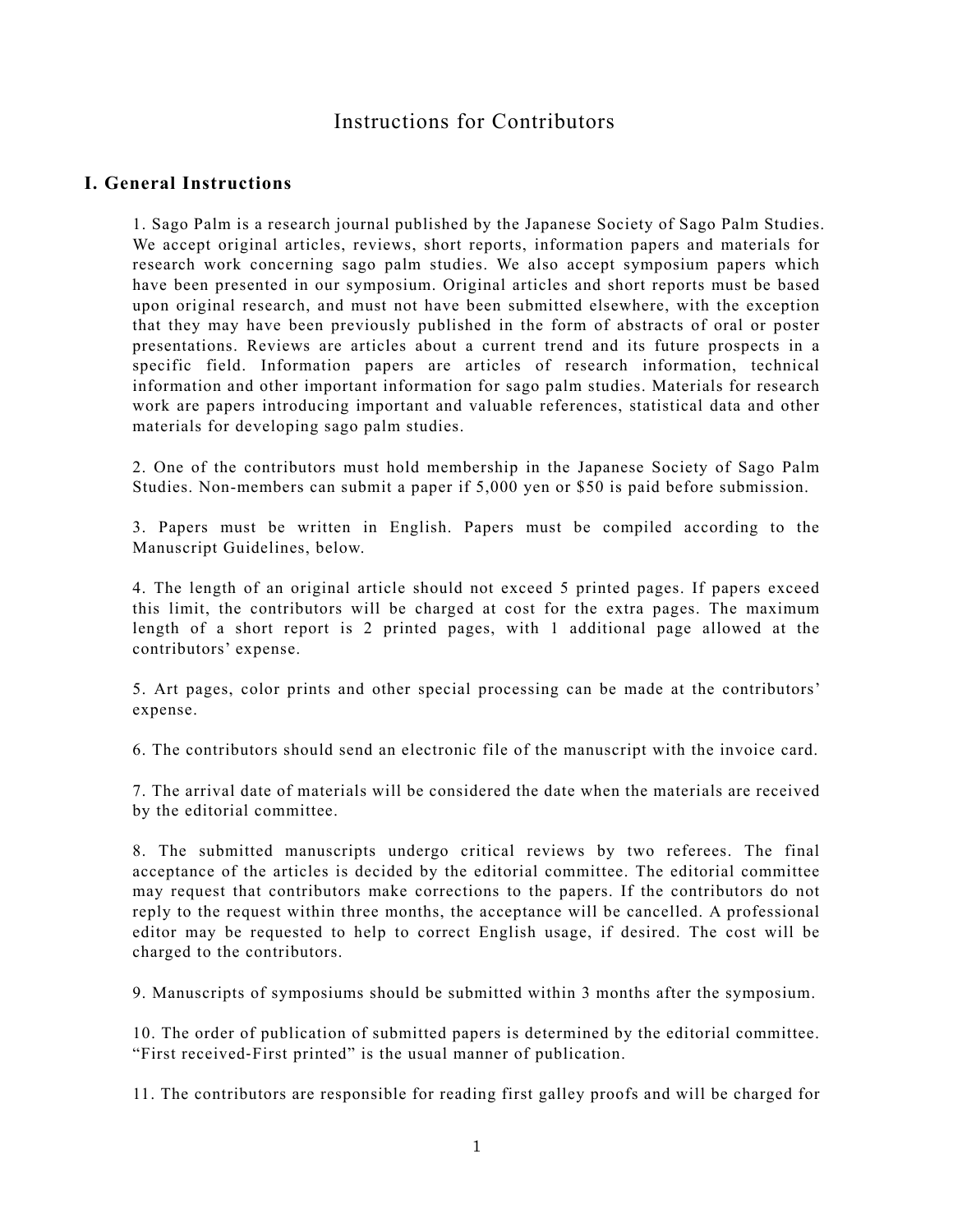# Instructions for Contributors

## I. General Instructions

1. Sago Palm is a research journal published by the Japanese Society of Sago Palm Studies. We accept original articles, reviews, short reports, information papers and materials for research work concerning sago palm studies. We also accept symposium papers which have been presented in our symposium. Original articles and short reports must be based upon original research, and must not have been submitted elsewhere, with the exception that they may have been previously published in the form of abstracts of oral or poster presentations. Reviews are articles about a current trend and its future prospects in a specific field. Information papers are articles of research information, technical information and other important information for sago palm studies. Materials for research work are papers introducing important and valuable references, statistical data and other materials for developing sago palm studies.

2. One of the contributors must hold membership in the Japanese Society of Sago Palm Studies. Non-members can submit a paper if 5,000 yen or $50 is paid before submission.

3. Papers must be written in English. Papers must be compiled according to the Manuscript Guidelines, below.

4. The length of an original article should not exceed 5 printed pages. If papers exceed this limit, the contributors will be charged at cost for the extra pages. The maximum length of a short report is 2 printed pages, with 1 additional page allowed at the contributors' expense.

5. Art pages, color prints and other special processing can be made at the contributors' expense.

6. The contributors should send an electronic file of the manuscript with the invoice card.

7. The arrival date of materials will be considered the date when the materials are received by the editorial committee.

8. The submitted manuscripts undergo critical reviews by two referees. The final acceptance of the articles is decided by the editorial committee. The editorial committee may request that contributors make corrections to the papers. If the contributors do not reply to the request within three months, the acceptance will be cancelled. A professional editor may be requested to help to correct English usage, if desired. The cost will be charged to the contributors.

9. Manuscripts of symposiums should be submitted within 3 months after the symposium.

10. The order of publication of submitted papers is determined by the editorial committee. "First received-First printed" is the usual manner of publication.

11. The contributors are responsible for reading first galley proofs and will be charged for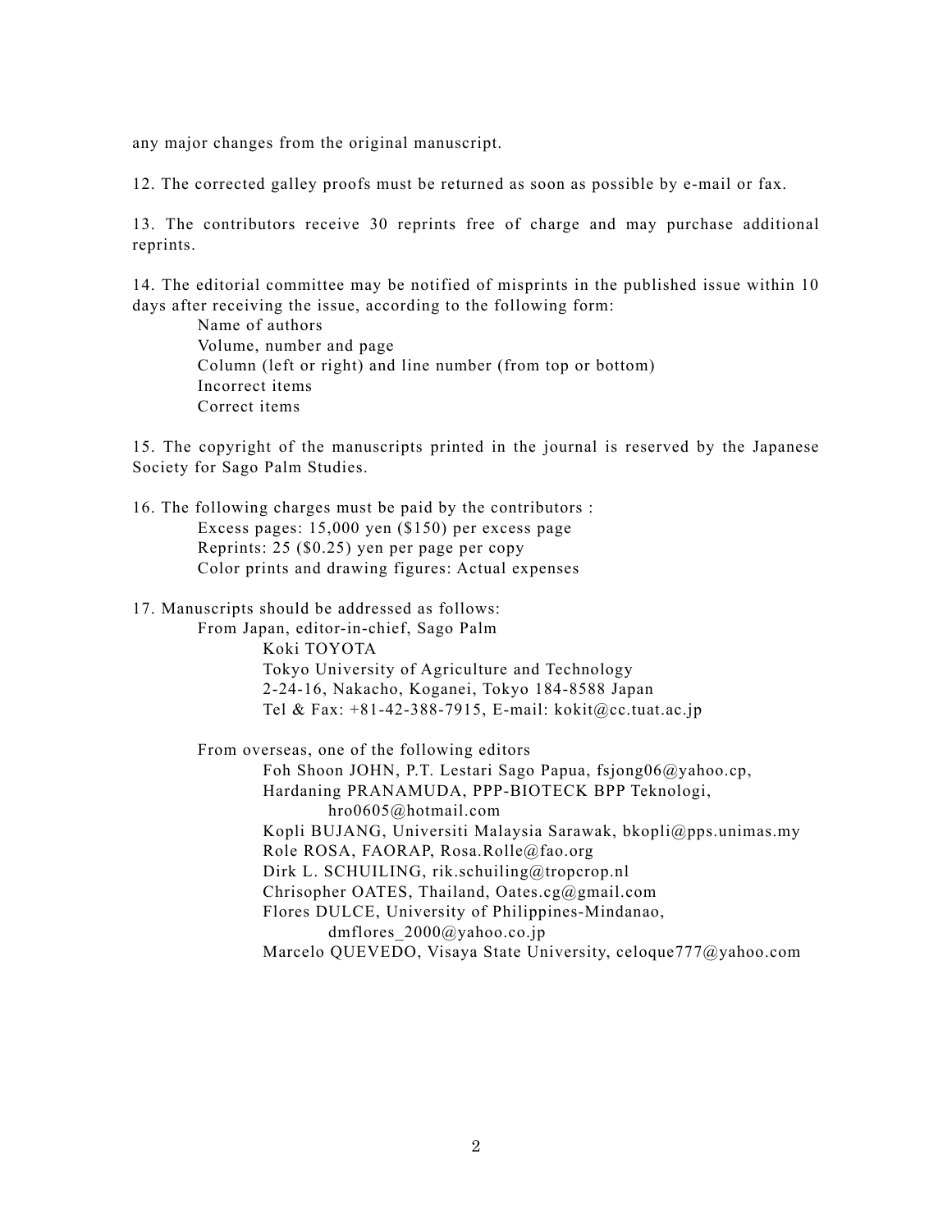any major changes from the original manuscript.

12. The corrected galley proofs must be returned as soon as possible by e-mail or fax.

13. The contributors receive 30 reprints free of charge and may purchase additional reprints.

14. The editorial committee may be notified of misprints in the published issue within 10 days after receiving the issue, according to the following form:

    Name of authors
    Volume, number and page
    Column (left or right) and line number (from top or bottom)
    Incorrect items
    Correct items

15. The copyright of the manuscripts printed in the journal is reserved by the Japanese Society for Sago Palm Studies.

16. The following charges must be paid by the contributors :

    Excess pages: 15,000 yen ($150) per excess page
    Reprints: 25 ($0.25) yen per page per copy
    Color prints and drawing figures: Actual expenses

17. Manuscripts should be addressed as follows:

    From Japan, editor-in-chief, Sago Palm
        Koki TOYOTA
        Tokyo University of Agriculture and Technology
        2-24-16, Nakacho, Koganei, Tokyo 184-8588 Japan
        Tel & Fax: +81-42-388-7915, E-mail: kokit@cc.tuat.ac.jp

    From overseas, one of the following editors
        Foh Shoon JOHN, P.T. Lestari Sago Papua, fsjong06@yahoo.cp,
        Hardaning PRANAMUDA, PPP-BIOTECK BPP Teknologi,
            hro0605@hotmail.com
        Kopli BUJANG, Universiti Malaysia Sarawak, bkopli@pps.unimas.my
        Role ROSA, FAORAP, Rosa.Rolle@fao.org
        Dirk L. SCHUILING, rik.schuiling@tropcrop.nl
        Chrisopher OATES, Thailand, Oates.cg@gmail.com
        Flores DULCE, University of Philippines-Mindanao,
            dmflores_2000@yahoo.co.jp
        Marcelo QUEVEDO, Visaya State University, celoque777@yahoo.com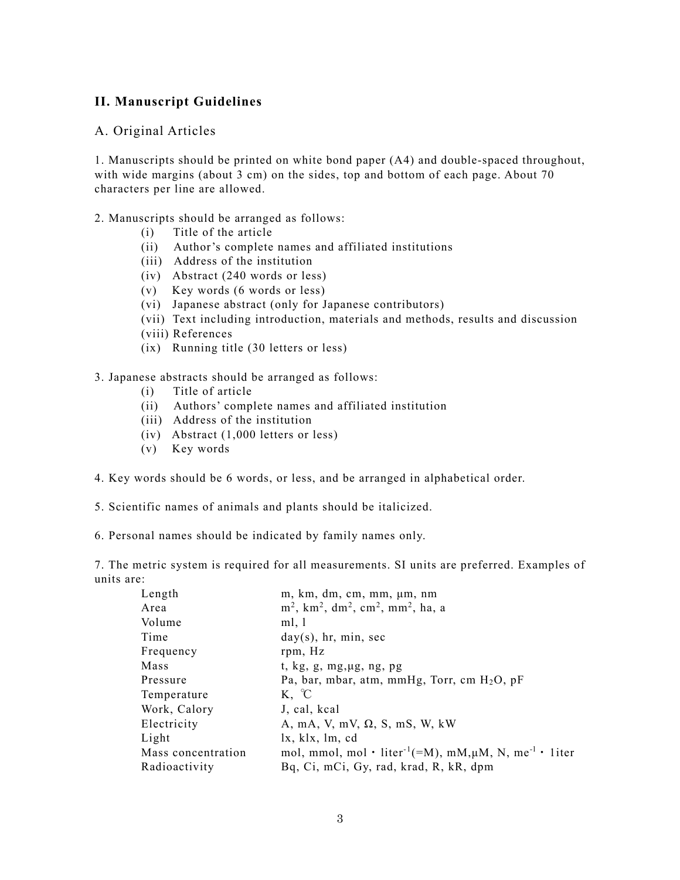## II. Manuscript Guidelines

### A. Original Articles

1. Manuscripts should be printed on white bond paper (A4) and double-spaced throughout, with wide margins (about 3 cm) on the sides, top and bottom of each page. About 70 characters per line are allowed.

2. Manuscripts should be arranged as follows:
   - (i) Title of the article
   - (ii) Author's complete names and affiliated institutions
   - (iii) Address of the institution
   - (iv) Abstract (240 words or less)
   - (v) Key words (6 words or less)
   - (vi) Japanese abstract (only for Japanese contributors)
   - (vii) Text including introduction, materials and methods, results and discussion
   - (viii) References
   - (ix) Running title (30 letters or less)

3. Japanese abstracts should be arranged as follows:
   - (i) Title of article
   - (ii) Authors' complete names and affiliated institution
   - (iii) Address of the institution
   - (iv) Abstract (1,000 letters or less)
   - (v) Key words

4. Key words should be 6 words, or less, and be arranged in alphabetical order.

5. Scientific names of animals and plants should be italicized.

6. Personal names should be indicated by family names only.

7. The metric system is required for all measurements. SI units are preferred. Examples of units are:

| | |
|---|---|
| Length | m, km, dm, cm, mm, μm, nm |
| Area | $m^2$, $km^2$, $dm^2$, $cm^2$, $mm^2$, ha, a |
| Volume | ml, l |
| Time | day(s), hr, min, sec |
| Frequency | rpm, Hz |
| Mass | t, kg, g, mg,μg, ng, pg |
| Pressure | Pa, bar, mbar, atm, mmHg, Torr, cm $H_2O$, pF |
| Temperature | K, ℃ |
| Work, Calory | J, cal, kcal |
| Electricity | A, mA, V, mV, Ω, S, mS, W, kW |
| Light | lx, klx, lm, cd |
| Mass concentration | mol, mmol, mol・liter$^{-1}$(=M), mM,μM, N, me$^{-1}$・1iter |
| Radioactivity | Bq, Ci, mCi, Gy, rad, krad, R, kR, dpm |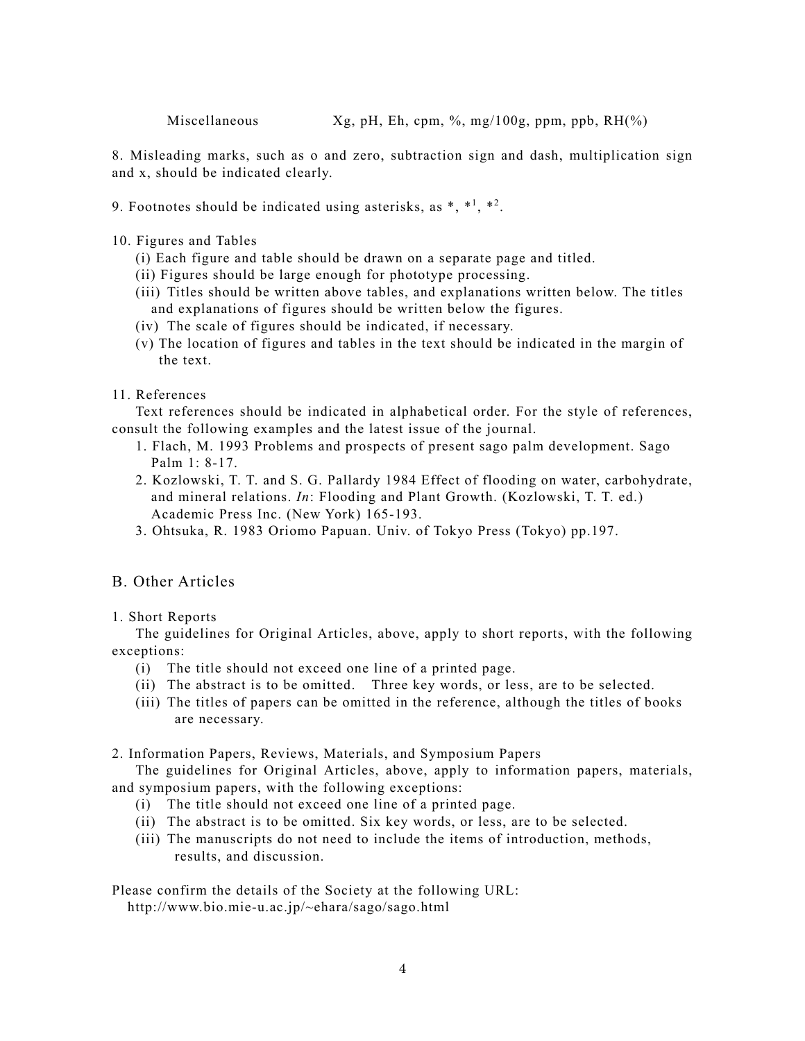Miscellaneous Xg, pH, Eh, cpm, %, mg/100g, ppm, ppb, RH(%)

8. Misleading marks, such as o and zero, subtraction sign and dash, multiplication sign and x, should be indicated clearly.

9. Footnotes should be indicated using asterisks, as *, *[1], *[2].

10. Figures and Tables

   (i) Each figure and table should be drawn on a separate page and titled.
   (ii) Figures should be large enough for phototype processing.
   (iii) Titles should be written above tables, and explanations written below. The titles and explanations of figures should be written below the figures.
   (iv) The scale of figures should be indicated, if necessary.
   (v) The location of figures and tables in the text should be indicated in the margin of the text.

11. References

Text references should be indicated in alphabetical order. For the style of references, consult the following examples and the latest issue of the journal.

1. Flach, M. 1993 Problems and prospects of present sago palm development. Sago Palm 1: 8-17.
2. Kozlowski, T. T. and S. G. Pallardy 1984 Effect of flooding on water, carbohydrate, and mineral relations. *In*: Flooding and Plant Growth. (Kozlowski, T. T. ed.) Academic Press Inc. (New York) 165-193.
3. Ohtsuka, R. 1983 Oriomo Papuan. Univ. of Tokyo Press (Tokyo) pp.197.

## B. Other Articles

1. Short Reports

The guidelines for Original Articles, above, apply to short reports, with the following exceptions:

   (i) The title should not exceed one line of a printed page.
   (ii) The abstract is to be omitted. Three key words, or less, are to be selected.
   (iii) The titles of papers can be omitted in the reference, although the titles of books are necessary.

2. Information Papers, Reviews, Materials, and Symposium Papers

The guidelines for Original Articles, above, apply to information papers, materials, and symposium papers, with the following exceptions:

   (i) The title should not exceed one line of a printed page.
   (ii) The abstract is to be omitted. Six key words, or less, are to be selected.
   (iii) The manuscripts do not need to include the items of introduction, methods, results, and discussion.

Please confirm the details of the Society at the following URL:
http://www.bio.mie-u.ac.jp/~ehara/sago/sago.html